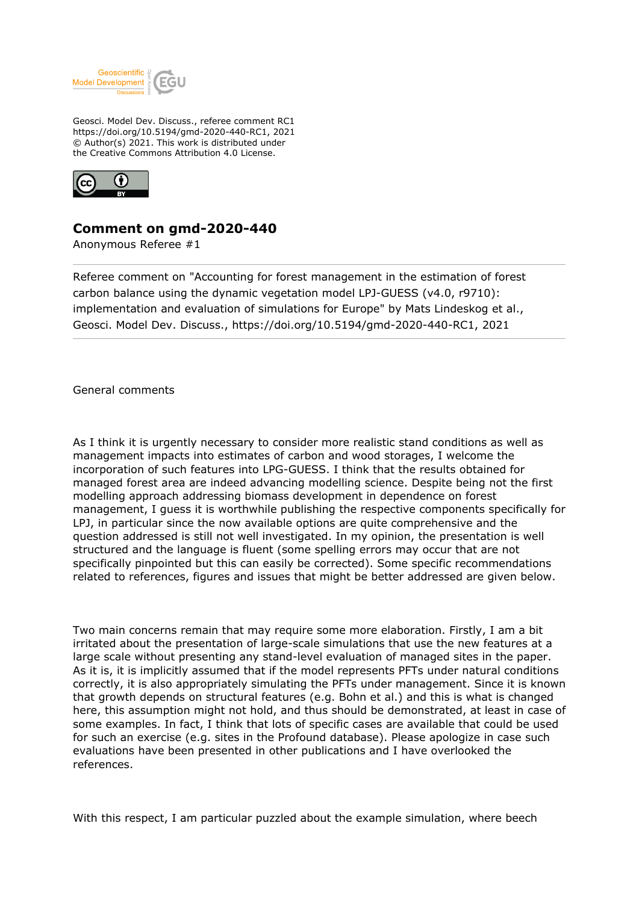Geosci. Model Dev. Discuss., referee comment RC1
https://doi.org/10.5194/gmd-2020-440-RC1, 2021
© Author(s) 2021. This work is distributed under
the Creative Commons Attribution 4.0 License.

# Comment on gmd-2020-440

Anonymous Referee #1

---

Referee comment on "Accounting for forest management in the estimation of forest carbon balance using the dynamic vegetation model LPJ-GUESS (v4.0, r9710): implementation and evaluation of simulations for Europe" by Mats Lindeskog et al., Geosci. Model Dev. Discuss., https://doi.org/10.5194/gmd-2020-440-RC1, 2021

---

General comments

As I think it is urgently necessary to consider more realistic stand conditions as well as management impacts into estimates of carbon and wood storages, I welcome the incorporation of such features into LPG-GUESS. I think that the results obtained for managed forest area are indeed advancing modelling science. Despite being not the first modelling approach addressing biomass development in dependence on forest management, I guess it is worthwhile publishing the respective components specifically for LPJ, in particular since the now available options are quite comprehensive and the question addressed is still not well investigated. In my opinion, the presentation is well structured and the language is fluent (some spelling errors may occur that are not specifically pinpointed but this can easily be corrected). Some specific recommendations related to references, figures and issues that might be better addressed are given below.

Two main concerns remain that may require some more elaboration. Firstly, I am a bit irritated about the presentation of large-scale simulations that use the new features at a large scale without presenting any stand-level evaluation of managed sites in the paper. As it is, it is implicitly assumed that if the model represents PFTs under natural conditions correctly, it is also appropriately simulating the PFTs under management. Since it is known that growth depends on structural features (e.g. Bohn et al.) and this is what is changed here, this assumption might not hold, and thus should be demonstrated, at least in case of some examples. In fact, I think that lots of specific cases are available that could be used for such an exercise (e.g. sites in the Profound database). Please apologize in case such evaluations have been presented in other publications and I have overlooked the references.

With this respect, I am particular puzzled about the example simulation, where beech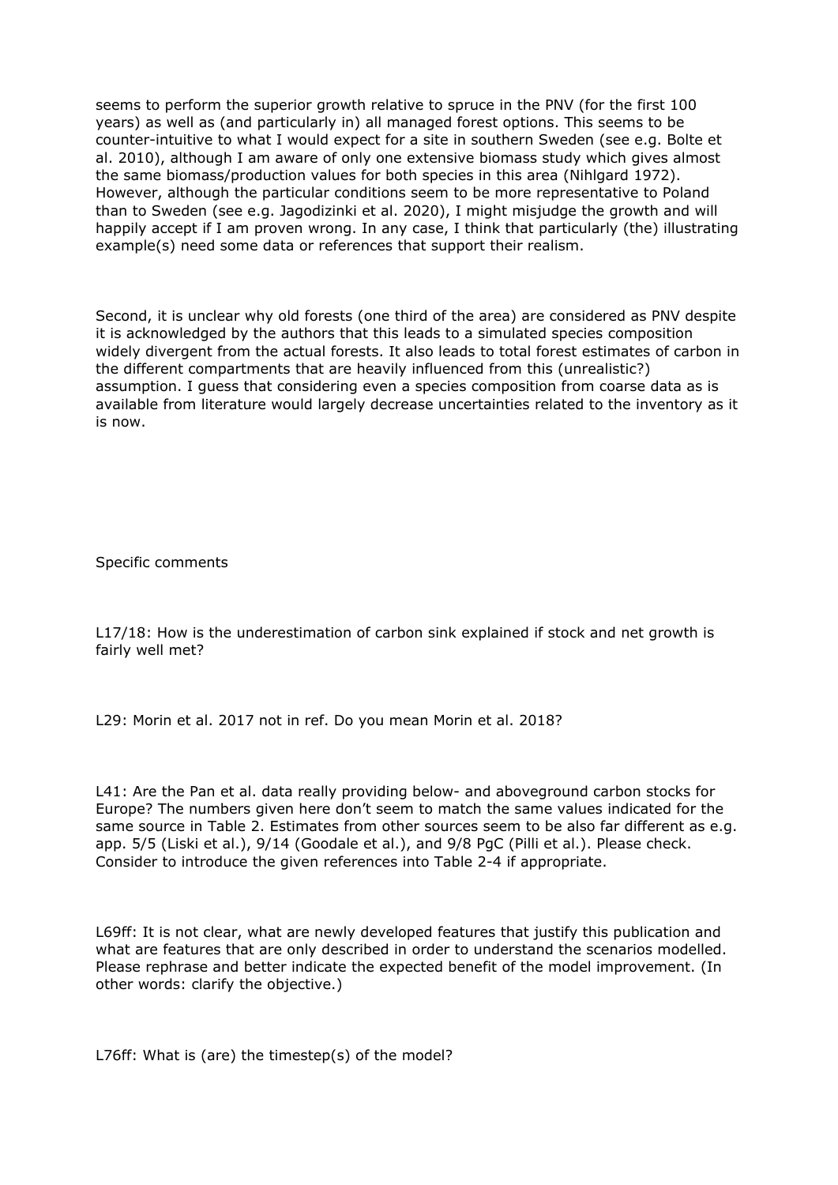seems to perform the superior growth relative to spruce in the PNV (for the first 100 years) as well as (and particularly in) all managed forest options. This seems to be counter-intuitive to what I would expect for a site in southern Sweden (see e.g. Bolte et al. 2010), although I am aware of only one extensive biomass study which gives almost the same biomass/production values for both species in this area (Nihlgard 1972). However, although the particular conditions seem to be more representative to Poland than to Sweden (see e.g. Jagodizinki et al. 2020), I might misjudge the growth and will happily accept if I am proven wrong. In any case, I think that particularly (the) illustrating example(s) need some data or references that support their realism.

Second, it is unclear why old forests (one third of the area) are considered as PNV despite it is acknowledged by the authors that this leads to a simulated species composition widely divergent from the actual forests. It also leads to total forest estimates of carbon in the different compartments that are heavily influenced from this (unrealistic?) assumption. I guess that considering even a species composition from coarse data as is available from literature would largely decrease uncertainties related to the inventory as it is now.

Specific comments

L17/18: How is the underestimation of carbon sink explained if stock and net growth is fairly well met?

L29: Morin et al. 2017 not in ref. Do you mean Morin et al. 2018?

L41: Are the Pan et al. data really providing below- and aboveground carbon stocks for Europe? The numbers given here don't seem to match the same values indicated for the same source in Table 2. Estimates from other sources seem to be also far different as e.g. app. 5/5 (Liski et al.), 9/14 (Goodale et al.), and 9/8 PgC (Pilli et al.). Please check. Consider to introduce the given references into Table 2-4 if appropriate.

L69ff: It is not clear, what are newly developed features that justify this publication and what are features that are only described in order to understand the scenarios modelled. Please rephrase and better indicate the expected benefit of the model improvement. (In other words: clarify the objective.)

L76ff: What is (are) the timestep(s) of the model?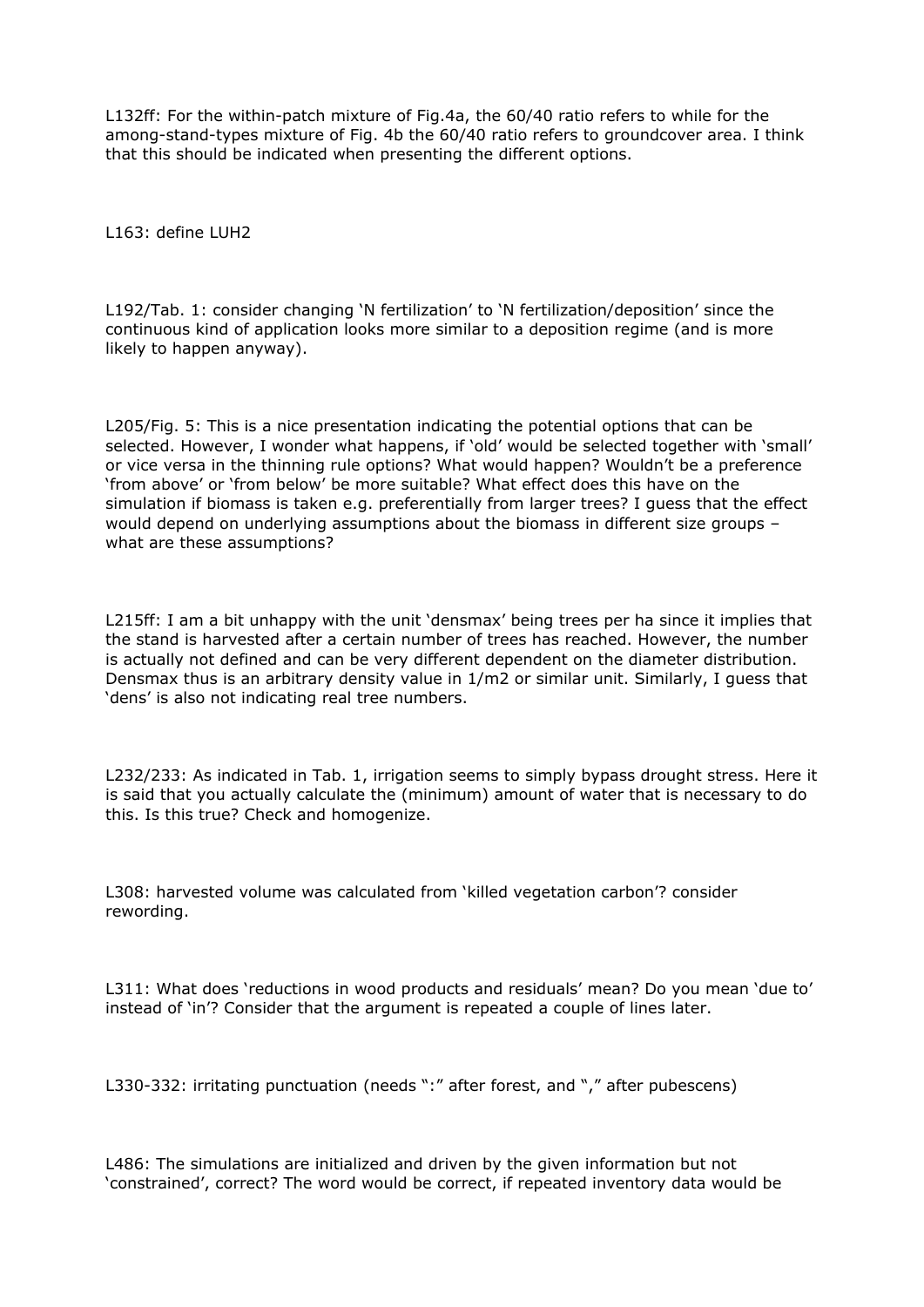L132ff: For the within-patch mixture of Fig.4a, the 60/40 ratio refers to while for the among-stand-types mixture of Fig. 4b the 60/40 ratio refers to groundcover area. I think that this should be indicated when presenting the different options.

L163: define LUH2

L192/Tab. 1: consider changing 'N fertilization' to 'N fertilization/deposition' since the continuous kind of application looks more similar to a deposition regime (and is more likely to happen anyway).

L205/Fig. 5: This is a nice presentation indicating the potential options that can be selected. However, I wonder what happens, if 'old' would be selected together with 'small' or vice versa in the thinning rule options? What would happen? Wouldn't be a preference 'from above' or 'from below' be more suitable? What effect does this have on the simulation if biomass is taken e.g. preferentially from larger trees? I guess that the effect would depend on underlying assumptions about the biomass in different size groups – what are these assumptions?

L215ff: I am a bit unhappy with the unit 'densmax' being trees per ha since it implies that the stand is harvested after a certain number of trees has reached. However, the number is actually not defined and can be very different dependent on the diameter distribution. Densmax thus is an arbitrary density value in 1/m2 or similar unit. Similarly, I guess that 'dens' is also not indicating real tree numbers.

L232/233: As indicated in Tab. 1, irrigation seems to simply bypass drought stress. Here it is said that you actually calculate the (minimum) amount of water that is necessary to do this. Is this true? Check and homogenize.

L308: harvested volume was calculated from 'killed vegetation carbon'? consider rewording.

L311: What does 'reductions in wood products and residuals' mean? Do you mean 'due to' instead of 'in'? Consider that the argument is repeated a couple of lines later.

L330-332: irritating punctuation (needs ":" after forest, and "," after pubescens)

L486: The simulations are initialized and driven by the given information but not 'constrained', correct? The word would be correct, if repeated inventory data would be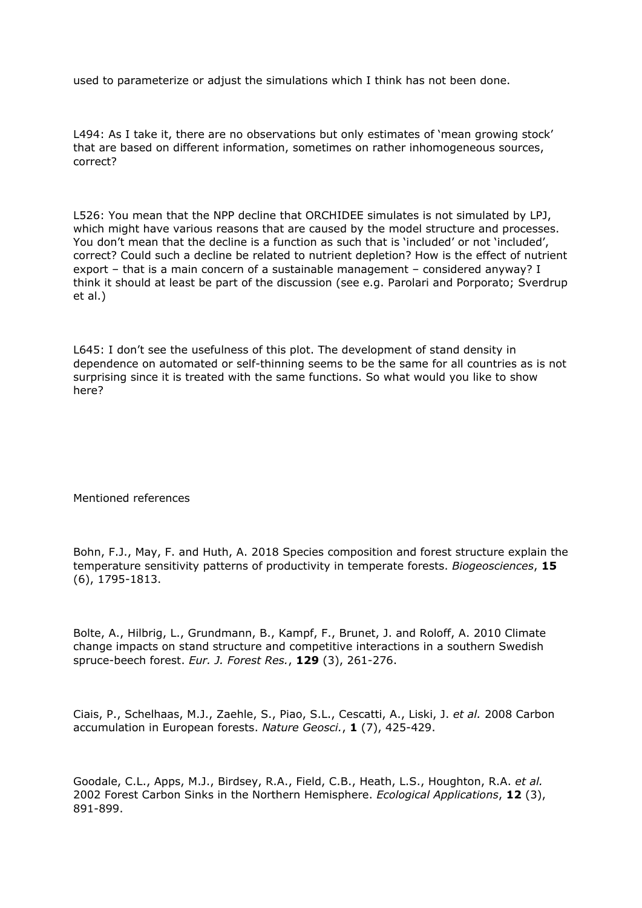used to parameterize or adjust the simulations which I think has not been done.

L494: As I take it, there are no observations but only estimates of 'mean growing stock' that are based on different information, sometimes on rather inhomogeneous sources, correct?

L526: You mean that the NPP decline that ORCHIDEE simulates is not simulated by LPJ, which might have various reasons that are caused by the model structure and processes. You don't mean that the decline is a function as such that is 'included' or not 'included', correct? Could such a decline be related to nutrient depletion? How is the effect of nutrient export – that is a main concern of a sustainable management – considered anyway? I think it should at least be part of the discussion (see e.g. Parolari and Porporato; Sverdrup et al.)

L645: I don't see the usefulness of this plot. The development of stand density in dependence on automated or self-thinning seems to be the same for all countries as is not surprising since it is treated with the same functions. So what would you like to show here?

Mentioned references

Bohn, F.J., May, F. and Huth, A. 2018 Species composition and forest structure explain the temperature sensitivity patterns of productivity in temperate forests. *Biogeosciences*, **15** (6), 1795-1813.

Bolte, A., Hilbrig, L., Grundmann, B., Kampf, F., Brunet, J. and Roloff, A. 2010 Climate change impacts on stand structure and competitive interactions in a southern Swedish spruce-beech forest. *Eur. J. Forest Res.*, **129** (3), 261-276.

Ciais, P., Schelhaas, M.J., Zaehle, S., Piao, S.L., Cescatti, A., Liski, J. *et al.* 2008 Carbon accumulation in European forests. *Nature Geosci.*, **1** (7), 425-429.

Goodale, C.L., Apps, M.J., Birdsey, R.A., Field, C.B., Heath, L.S., Houghton, R.A. *et al.* 2002 Forest Carbon Sinks in the Northern Hemisphere. *Ecological Applications*, **12** (3), 891-899.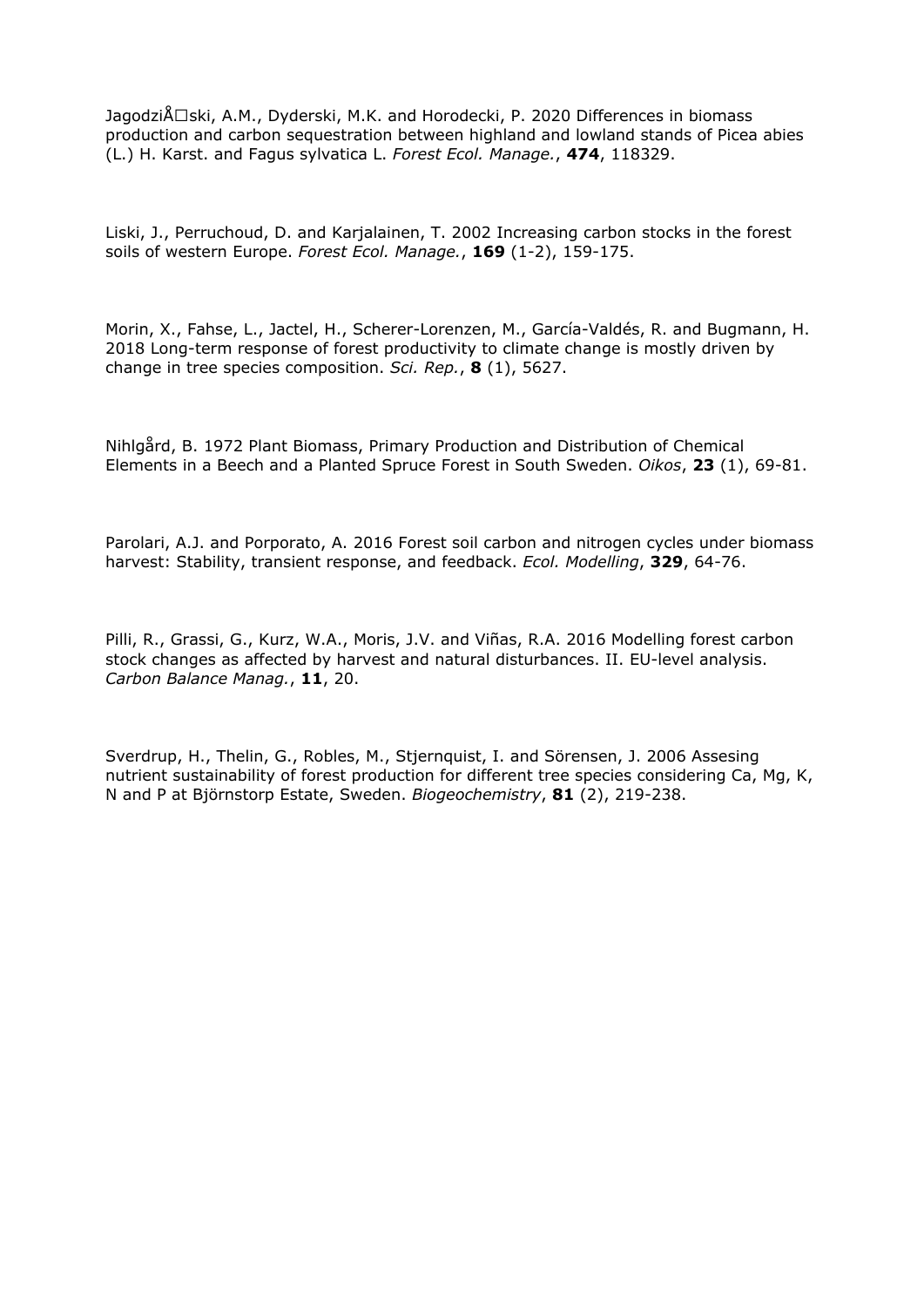JagodziÅski, A.M., Dyderski, M.K. and Horodecki, P. 2020 Differences in biomass production and carbon sequestration between highland and lowland stands of Picea abies (L.) H. Karst. and Fagus sylvatica L. *Forest Ecol. Manage.*, **474**, 118329.

Liski, J., Perruchoud, D. and Karjalainen, T. 2002 Increasing carbon stocks in the forest soils of western Europe. *Forest Ecol. Manage.*, **169** (1-2), 159-175.

Morin, X., Fahse, L., Jactel, H., Scherer-Lorenzen, M., García-Valdés, R. and Bugmann, H. 2018 Long-term response of forest productivity to climate change is mostly driven by change in tree species composition. *Sci. Rep.*, **8** (1), 5627.

Nihlgård, B. 1972 Plant Biomass, Primary Production and Distribution of Chemical Elements in a Beech and a Planted Spruce Forest in South Sweden. *Oikos*, **23** (1), 69-81.

Parolari, A.J. and Porporato, A. 2016 Forest soil carbon and nitrogen cycles under biomass harvest: Stability, transient response, and feedback. *Ecol. Modelling*, **329**, 64-76.

Pilli, R., Grassi, G., Kurz, W.A., Moris, J.V. and Viñas, R.A. 2016 Modelling forest carbon stock changes as affected by harvest and natural disturbances. II. EU-level analysis. *Carbon Balance Manag.*, **11**, 20.

Sverdrup, H., Thelin, G., Robles, M., Stjernquist, I. and Sörensen, J. 2006 Assesing nutrient sustainability of forest production for different tree species considering Ca, Mg, K, N and P at Björnstorp Estate, Sweden. *Biogeochemistry*, **81** (2), 219-238.